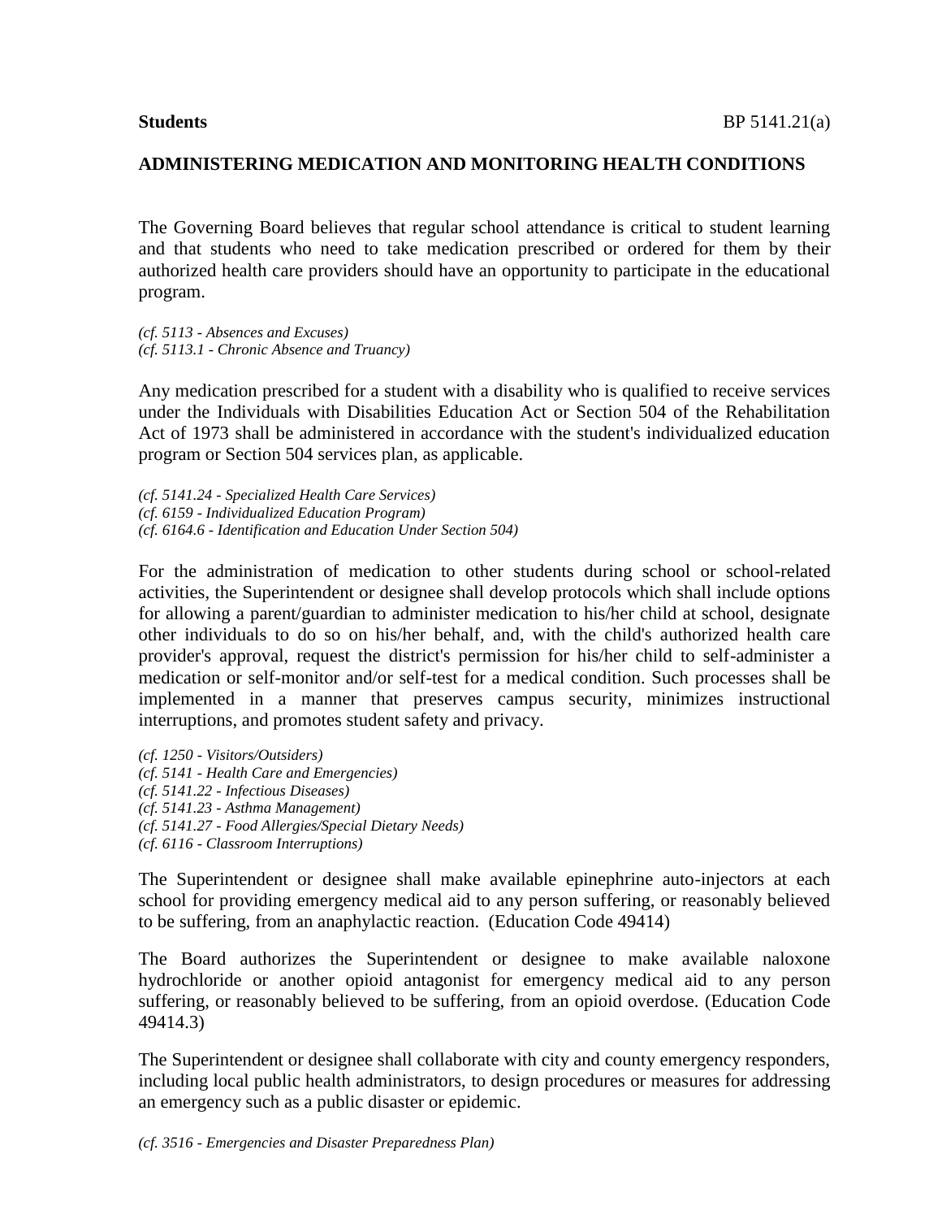**Students** BP 5141.21(a)

## ADMINISTERING MEDICATION AND MONITORING HEALTH CONDITIONS

The Governing Board believes that regular school attendance is critical to student learning and that students who need to take medication prescribed or ordered for them by their authorized health care providers should have an opportunity to participate in the educational program.

*(cf. 5113 - Absences and Excuses)*
*(cf. 5113.1 - Chronic Absence and Truancy)*

Any medication prescribed for a student with a disability who is qualified to receive services under the Individuals with Disabilities Education Act or Section 504 of the Rehabilitation Act of 1973 shall be administered in accordance with the student's individualized education program or Section 504 services plan, as applicable.

*(cf. 5141.24 - Specialized Health Care Services)*
*(cf. 6159 - Individualized Education Program)*
*(cf. 6164.6 - Identification and Education Under Section 504)*

For the administration of medication to other students during school or school-related activities, the Superintendent or designee shall develop protocols which shall include options for allowing a parent/guardian to administer medication to his/her child at school, designate other individuals to do so on his/her behalf, and, with the child's authorized health care provider's approval, request the district's permission for his/her child to self-administer a medication or self-monitor and/or self-test for a medical condition. Such processes shall be implemented in a manner that preserves campus security, minimizes instructional interruptions, and promotes student safety and privacy.

*(cf. 1250 - Visitors/Outsiders)*
*(cf. 5141 - Health Care and Emergencies)*
*(cf. 5141.22 - Infectious Diseases)*
*(cf. 5141.23 - Asthma Management)*
*(cf. 5141.27 - Food Allergies/Special Dietary Needs)*
*(cf. 6116 - Classroom Interruptions)*

The Superintendent or designee shall make available epinephrine auto-injectors at each school for providing emergency medical aid to any person suffering, or reasonably believed to be suffering, from an anaphylactic reaction. (Education Code 49414)

The Board authorizes the Superintendent or designee to make available naloxone hydrochloride or another opioid antagonist for emergency medical aid to any person suffering, or reasonably believed to be suffering, from an opioid overdose. (Education Code 49414.3)

The Superintendent or designee shall collaborate with city and county emergency responders, including local public health administrators, to design procedures or measures for addressing an emergency such as a public disaster or epidemic.

*(cf. 3516 - Emergencies and Disaster Preparedness Plan)*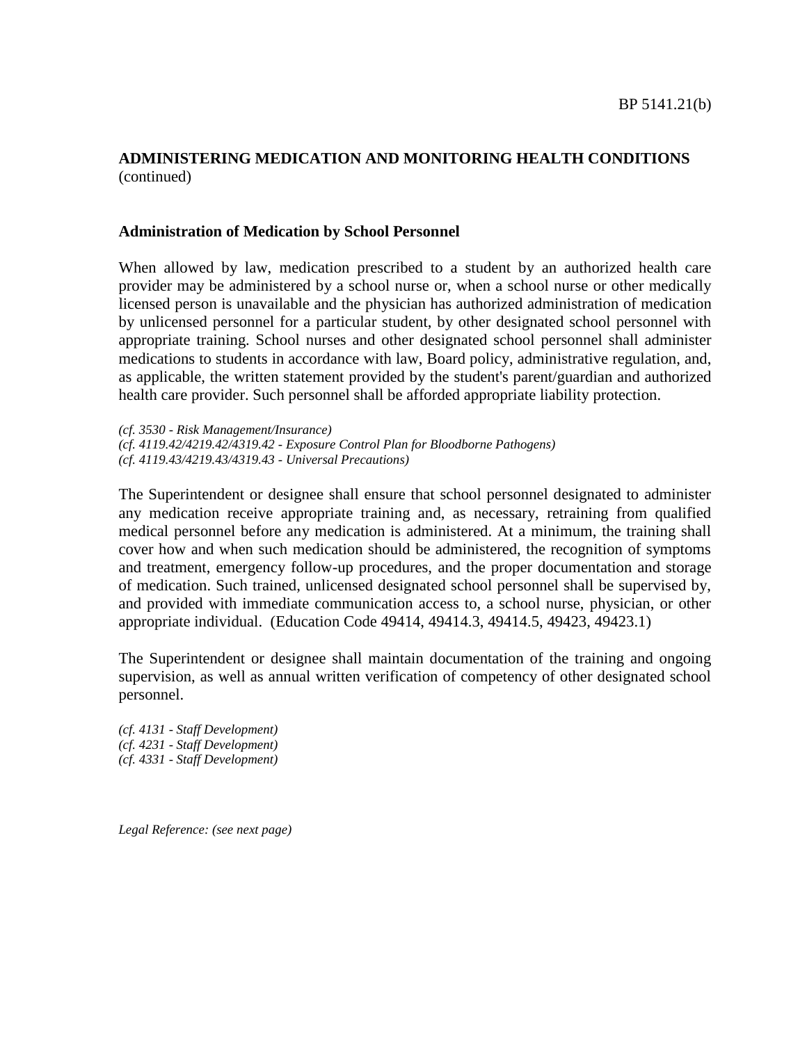**ADMINISTERING MEDICATION AND MONITORING HEALTH CONDITIONS** (continued)

**Administration of Medication by School Personnel**

When allowed by law, medication prescribed to a student by an authorized health care provider may be administered by a school nurse or, when a school nurse or other medically licensed person is unavailable and the physician has authorized administration of medication by unlicensed personnel for a particular student, by other designated school personnel with appropriate training. School nurses and other designated school personnel shall administer medications to students in accordance with law, Board policy, administrative regulation, and, as applicable, the written statement provided by the student's parent/guardian and authorized health care provider. Such personnel shall be afforded appropriate liability protection.

*(cf. 3530 - Risk Management/Insurance)*
*(cf. 4119.42/4219.42/4319.42 - Exposure Control Plan for Bloodborne Pathogens)*
*(cf. 4119.43/4219.43/4319.43 - Universal Precautions)*

The Superintendent or designee shall ensure that school personnel designated to administer any medication receive appropriate training and, as necessary, retraining from qualified medical personnel before any medication is administered. At a minimum, the training shall cover how and when such medication should be administered, the recognition of symptoms and treatment, emergency follow-up procedures, and the proper documentation and storage of medication. Such trained, unlicensed designated school personnel shall be supervised by, and provided with immediate communication access to, a school nurse, physician, or other appropriate individual. (Education Code 49414, 49414.3, 49414.5, 49423, 49423.1)

The Superintendent or designee shall maintain documentation of the training and ongoing supervision, as well as annual written verification of competency of other designated school personnel.

*(cf. 4131 - Staff Development)*
*(cf. 4231 - Staff Development)*
*(cf. 4331 - Staff Development)*

*Legal Reference: (see next page)*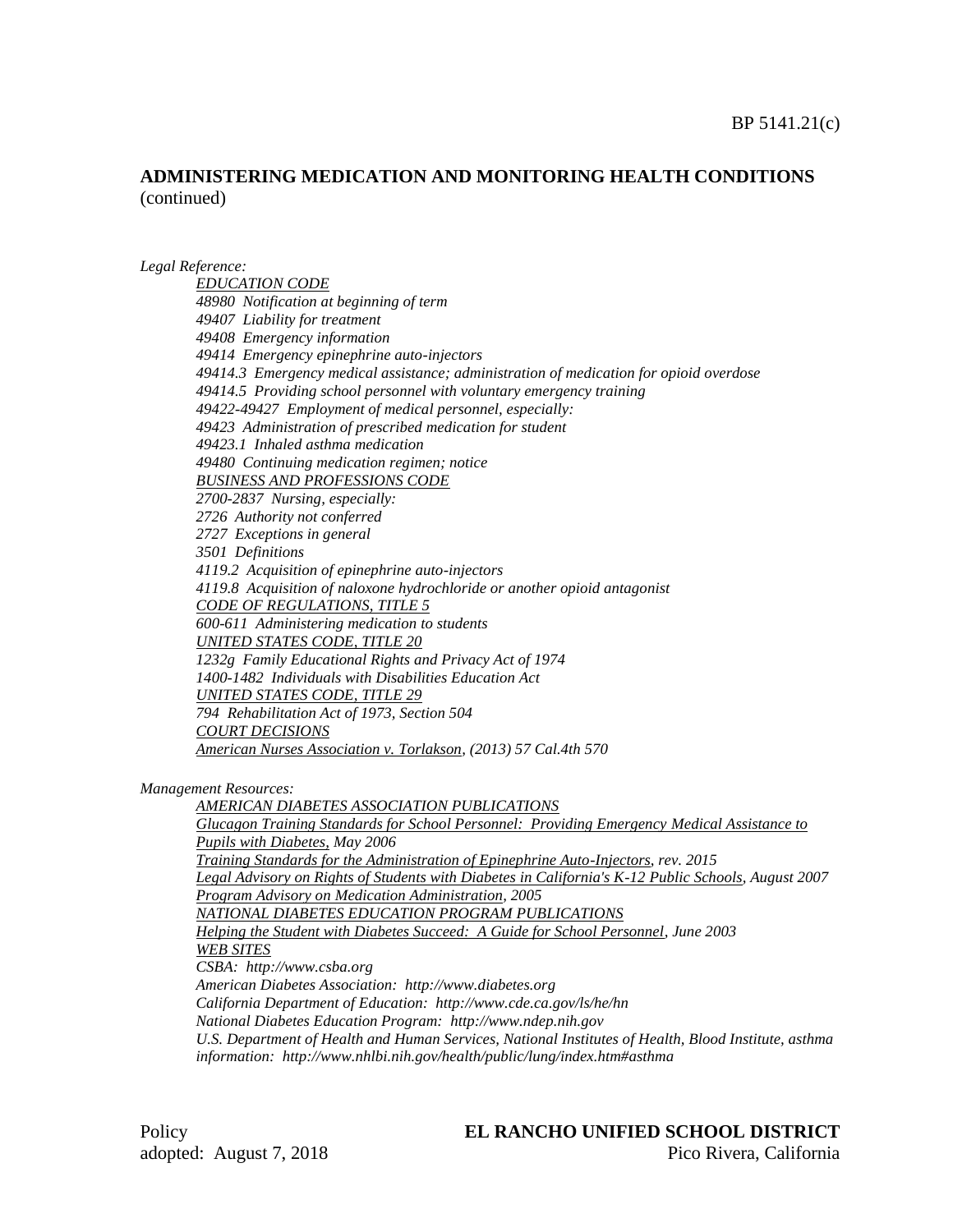## ADMINISTERING MEDICATION AND MONITORING HEALTH CONDITIONS (continued)

*Legal Reference:*

*EDUCATION CODE*
*48980 Notification at beginning of term*
*49407 Liability for treatment*
*49408 Emergency information*
*49414 Emergency epinephrine auto-injectors*
*49414.3 Emergency medical assistance; administration of medication for opioid overdose*
*49414.5 Providing school personnel with voluntary emergency training*
*49422-49427 Employment of medical personnel, especially:*
*49423 Administration of prescribed medication for student*
*49423.1 Inhaled asthma medication*
*49480 Continuing medication regimen; notice*
*BUSINESS AND PROFESSIONS CODE*
*2700-2837 Nursing, especially:*
*2726 Authority not conferred*
*2727 Exceptions in general*
*3501 Definitions*
*4119.2 Acquisition of epinephrine auto-injectors*
*4119.8 Acquisition of naloxone hydrochloride or another opioid antagonist*
*CODE OF REGULATIONS, TITLE 5*
*600-611 Administering medication to students*
*UNITED STATES CODE, TITLE 20*
*1232g Family Educational Rights and Privacy Act of 1974*
*1400-1482 Individuals with Disabilities Education Act*
*UNITED STATES CODE, TITLE 29*
*794 Rehabilitation Act of 1973, Section 504*
*COURT DECISIONS*
*American Nurses Association v. Torlakson, (2013) 57 Cal.4th 570*

*Management Resources:*

*AMERICAN DIABETES ASSOCIATION PUBLICATIONS*
*Glucagon Training Standards for School Personnel: Providing Emergency Medical Assistance to Pupils with Diabetes, May 2006*
*Training Standards for the Administration of Epinephrine Auto-Injectors, rev. 2015*
*Legal Advisory on Rights of Students with Diabetes in California's K-12 Public Schools, August 2007*
*Program Advisory on Medication Administration, 2005*
*NATIONAL DIABETES EDUCATION PROGRAM PUBLICATIONS*
*Helping the Student with Diabetes Succeed: A Guide for School Personnel, June 2003*
*WEB SITES*
*CSBA: http://www.csba.org*
*American Diabetes Association: http://www.diabetes.org*
*California Department of Education: http://www.cde.ca.gov/ls/he/hn*
*National Diabetes Education Program: http://www.ndep.nih.gov*
*U.S. Department of Health and Human Services, National Institutes of Health, Blood Institute, asthma information: http://www.nhlbi.nih.gov/health/public/lung/index.htm#asthma*

Policy adopted: August 7, 2018

**EL RANCHO UNIFIED SCHOOL DISTRICT**
Pico Rivera, California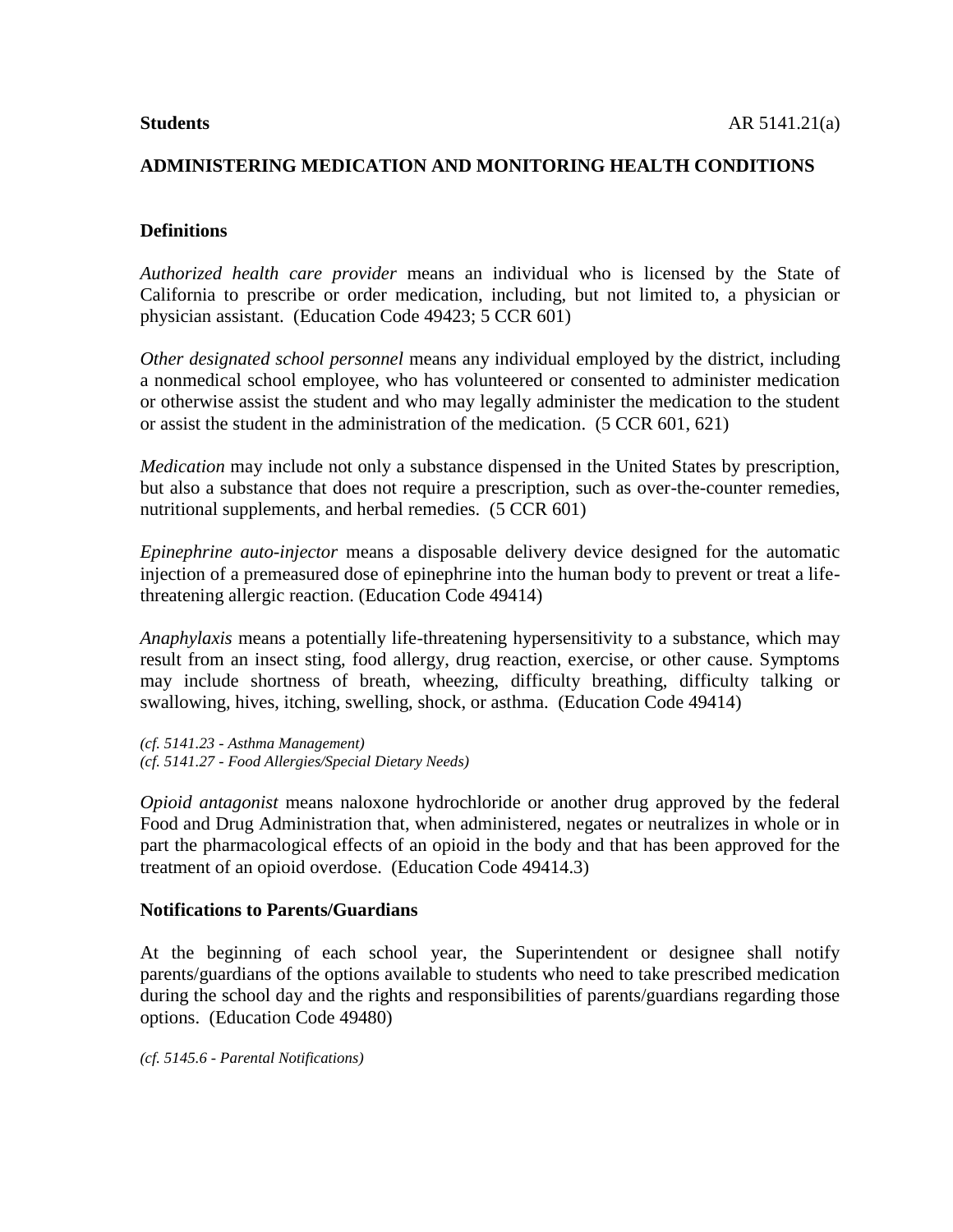**Students** AR 5141.21(a)

## ADMINISTERING MEDICATION AND MONITORING HEALTH CONDITIONS

### Definitions

*Authorized health care provider* means an individual who is licensed by the State of California to prescribe or order medication, including, but not limited to, a physician or physician assistant. (Education Code 49423; 5 CCR 601)

*Other designated school personnel* means any individual employed by the district, including a nonmedical school employee, who has volunteered or consented to administer medication or otherwise assist the student and who may legally administer the medication to the student or assist the student in the administration of the medication. (5 CCR 601, 621)

*Medication* may include not only a substance dispensed in the United States by prescription, but also a substance that does not require a prescription, such as over-the-counter remedies, nutritional supplements, and herbal remedies. (5 CCR 601)

*Epinephrine auto-injector* means a disposable delivery device designed for the automatic injection of a premeasured dose of epinephrine into the human body to prevent or treat a life-threatening allergic reaction. (Education Code 49414)

*Anaphylaxis* means a potentially life-threatening hypersensitivity to a substance, which may result from an insect sting, food allergy, drug reaction, exercise, or other cause. Symptoms may include shortness of breath, wheezing, difficulty breathing, difficulty talking or swallowing, hives, itching, swelling, shock, or asthma. (Education Code 49414)

*(cf. 5141.23 - Asthma Management)*
*(cf. 5141.27 - Food Allergies/Special Dietary Needs)*

*Opioid antagonist* means naloxone hydrochloride or another drug approved by the federal Food and Drug Administration that, when administered, negates or neutralizes in whole or in part the pharmacological effects of an opioid in the body and that has been approved for the treatment of an opioid overdose. (Education Code 49414.3)

### Notifications to Parents/Guardians

At the beginning of each school year, the Superintendent or designee shall notify parents/guardians of the options available to students who need to take prescribed medication during the school day and the rights and responsibilities of parents/guardians regarding those options. (Education Code 49480)

*(cf. 5145.6 - Parental Notifications)*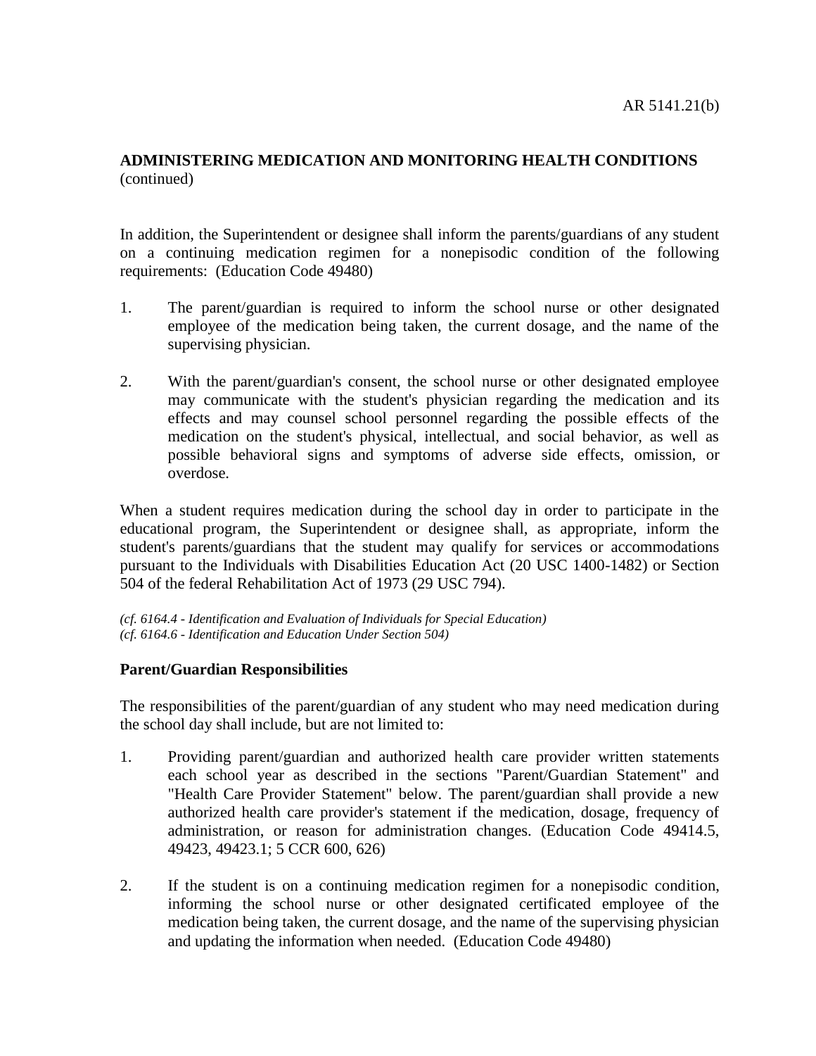**ADMINISTERING MEDICATION AND MONITORING HEALTH CONDITIONS** (continued)

In addition, the Superintendent or designee shall inform the parents/guardians of any student on a continuing medication regimen for a nonepisodic condition of the following requirements: (Education Code 49480)

1. The parent/guardian is required to inform the school nurse or other designated employee of the medication being taken, the current dosage, and the name of the supervising physician.

2. With the parent/guardian's consent, the school nurse or other designated employee may communicate with the student's physician regarding the medication and its effects and may counsel school personnel regarding the possible effects of the medication on the student's physical, intellectual, and social behavior, as well as possible behavioral signs and symptoms of adverse side effects, omission, or overdose.

When a student requires medication during the school day in order to participate in the educational program, the Superintendent or designee shall, as appropriate, inform the student's parents/guardians that the student may qualify for services or accommodations pursuant to the Individuals with Disabilities Education Act (20 USC 1400-1482) or Section 504 of the federal Rehabilitation Act of 1973 (29 USC 794).

*(cf. 6164.4 - Identification and Evaluation of Individuals for Special Education)*
*(cf. 6164.6 - Identification and Education Under Section 504)*

**Parent/Guardian Responsibilities**

The responsibilities of the parent/guardian of any student who may need medication during the school day shall include, but are not limited to:

1. Providing parent/guardian and authorized health care provider written statements each school year as described in the sections "Parent/Guardian Statement" and "Health Care Provider Statement" below. The parent/guardian shall provide a new authorized health care provider's statement if the medication, dosage, frequency of administration, or reason for administration changes. (Education Code 49414.5, 49423, 49423.1; 5 CCR 600, 626)

2. If the student is on a continuing medication regimen for a nonepisodic condition, informing the school nurse or other designated certificated employee of the medication being taken, the current dosage, and the name of the supervising physician and updating the information when needed. (Education Code 49480)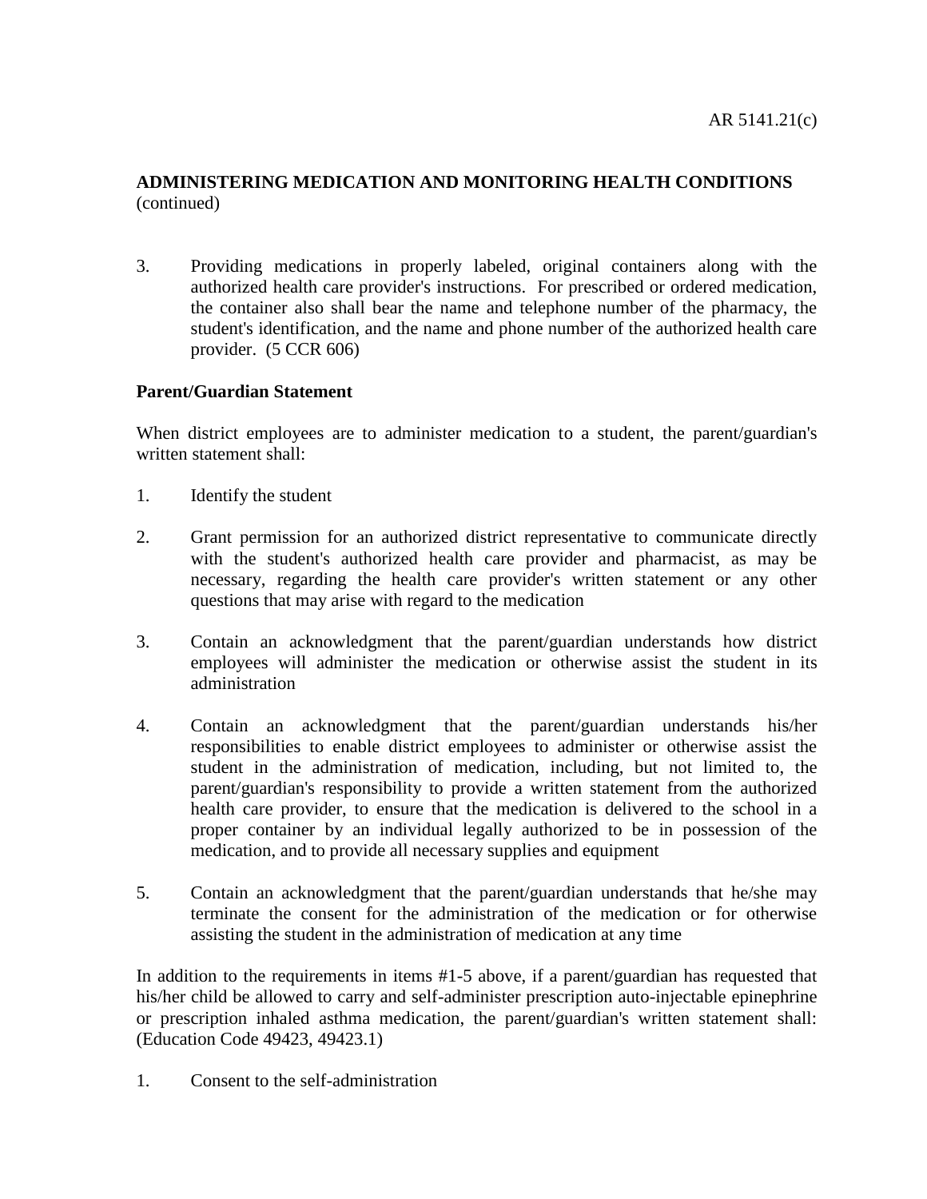**ADMINISTERING MEDICATION AND MONITORING HEALTH CONDITIONS** (continued)

3. Providing medications in properly labeled, original containers along with the authorized health care provider's instructions. For prescribed or ordered medication, the container also shall bear the name and telephone number of the pharmacy, the student's identification, and the name and phone number of the authorized health care provider. (5 CCR 606)

**Parent/Guardian Statement**

When district employees are to administer medication to a student, the parent/guardian's written statement shall:

1. Identify the student

2. Grant permission for an authorized district representative to communicate directly with the student's authorized health care provider and pharmacist, as may be necessary, regarding the health care provider's written statement or any other questions that may arise with regard to the medication

3. Contain an acknowledgment that the parent/guardian understands how district employees will administer the medication or otherwise assist the student in its administration

4. Contain an acknowledgment that the parent/guardian understands his/her responsibilities to enable district employees to administer or otherwise assist the student in the administration of medication, including, but not limited to, the parent/guardian's responsibility to provide a written statement from the authorized health care provider, to ensure that the medication is delivered to the school in a proper container by an individual legally authorized to be in possession of the medication, and to provide all necessary supplies and equipment

5. Contain an acknowledgment that the parent/guardian understands that he/she may terminate the consent for the administration of the medication or for otherwise assisting the student in the administration of medication at any time

In addition to the requirements in items #1-5 above, if a parent/guardian has requested that his/her child be allowed to carry and self-administer prescription auto-injectable epinephrine or prescription inhaled asthma medication, the parent/guardian's written statement shall: (Education Code 49423, 49423.1)

1. Consent to the self-administration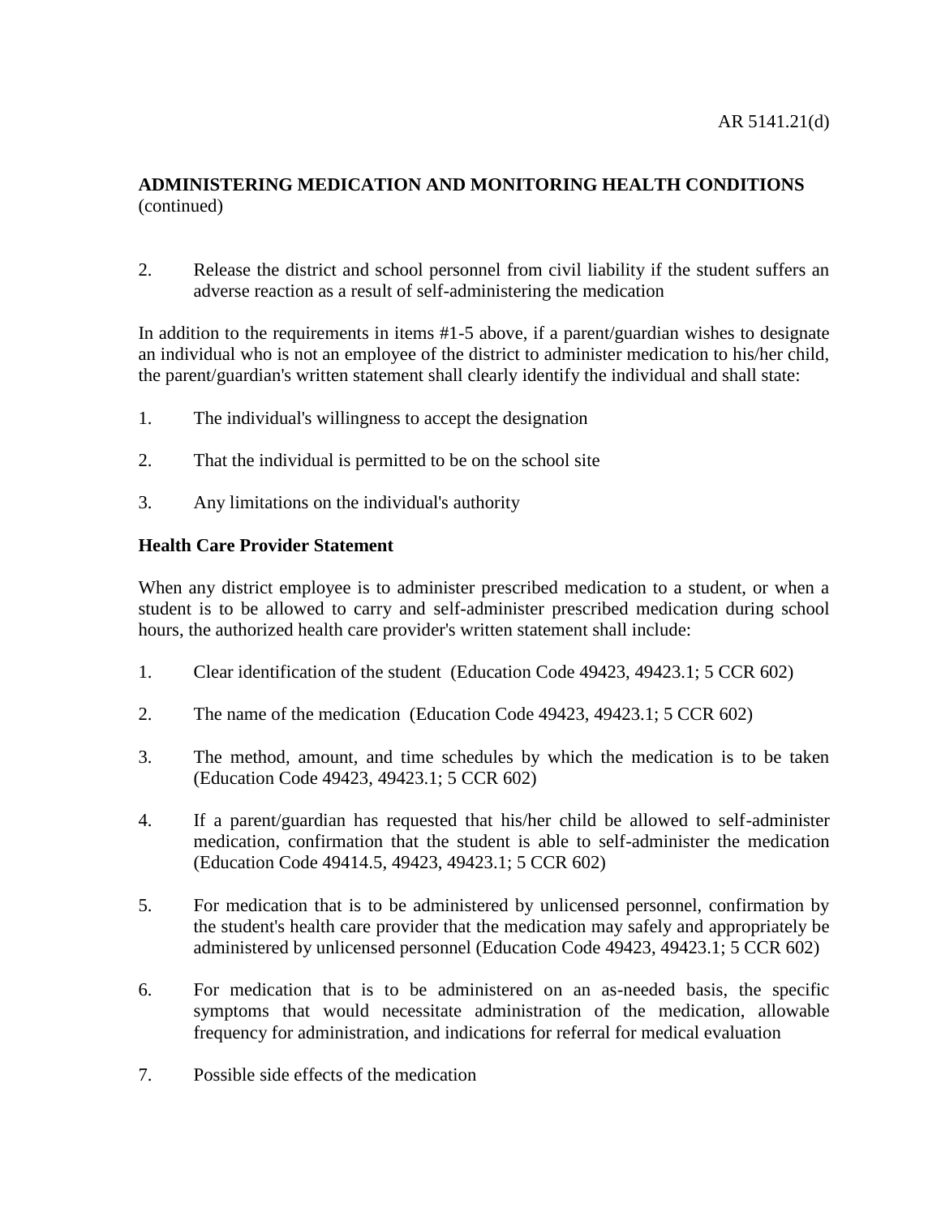## ADMINISTERING MEDICATION AND MONITORING HEALTH CONDITIONS (continued)

2. Release the district and school personnel from civil liability if the student suffers an adverse reaction as a result of self-administering the medication

In addition to the requirements in items #1-5 above, if a parent/guardian wishes to designate an individual who is not an employee of the district to administer medication to his/her child, the parent/guardian's written statement shall clearly identify the individual and shall state:

1. The individual's willingness to accept the designation

2. That the individual is permitted to be on the school site

3. Any limitations on the individual's authority

**Health Care Provider Statement**

When any district employee is to administer prescribed medication to a student, or when a student is to be allowed to carry and self-administer prescribed medication during school hours, the authorized health care provider's written statement shall include:

1. Clear identification of the student (Education Code 49423, 49423.1; 5 CCR 602)

2. The name of the medication (Education Code 49423, 49423.1; 5 CCR 602)

3. The method, amount, and time schedules by which the medication is to be taken (Education Code 49423, 49423.1; 5 CCR 602)

4. If a parent/guardian has requested that his/her child be allowed to self-administer medication, confirmation that the student is able to self-administer the medication (Education Code 49414.5, 49423, 49423.1; 5 CCR 602)

5. For medication that is to be administered by unlicensed personnel, confirmation by the student's health care provider that the medication may safely and appropriately be administered by unlicensed personnel (Education Code 49423, 49423.1; 5 CCR 602)

6. For medication that is to be administered on an as-needed basis, the specific symptoms that would necessitate administration of the medication, allowable frequency for administration, and indications for referral for medical evaluation

7. Possible side effects of the medication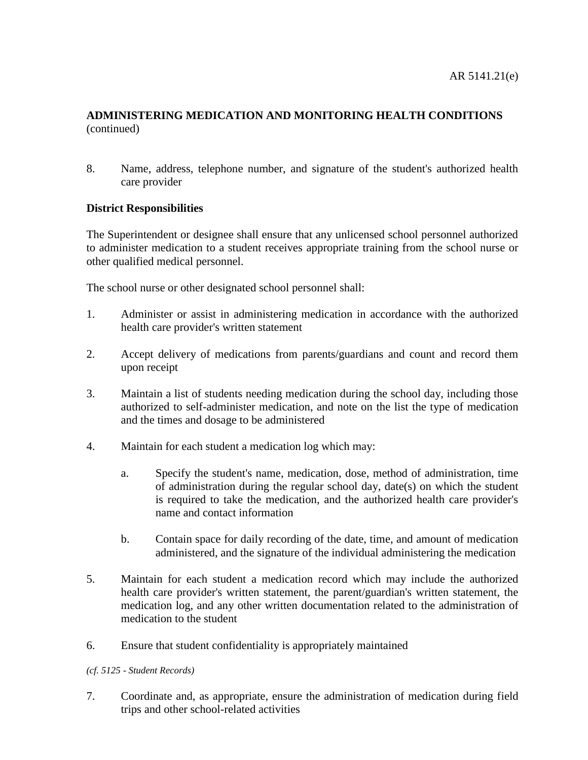**ADMINISTERING MEDICATION AND MONITORING HEALTH CONDITIONS** (continued)

8. Name, address, telephone number, and signature of the student's authorized health care provider

**District Responsibilities**

The Superintendent or designee shall ensure that any unlicensed school personnel authorized to administer medication to a student receives appropriate training from the school nurse or other qualified medical personnel.

The school nurse or other designated school personnel shall:

1. Administer or assist in administering medication in accordance with the authorized health care provider's written statement

2. Accept delivery of medications from parents/guardians and count and record them upon receipt

3. Maintain a list of students needing medication during the school day, including those authorized to self-administer medication, and note on the list the type of medication and the times and dosage to be administered

4. Maintain for each student a medication log which may:

   a. Specify the student's name, medication, dose, method of administration, time of administration during the regular school day, date(s) on which the student is required to take the medication, and the authorized health care provider's name and contact information

   b. Contain space for daily recording of the date, time, and amount of medication administered, and the signature of the individual administering the medication

5. Maintain for each student a medication record which may include the authorized health care provider's written statement, the parent/guardian's written statement, the medication log, and any other written documentation related to the administration of medication to the student

6. Ensure that student confidentiality is appropriately maintained

*(cf. 5125 - Student Records)*

7. Coordinate and, as appropriate, ensure the administration of medication during field trips and other school-related activities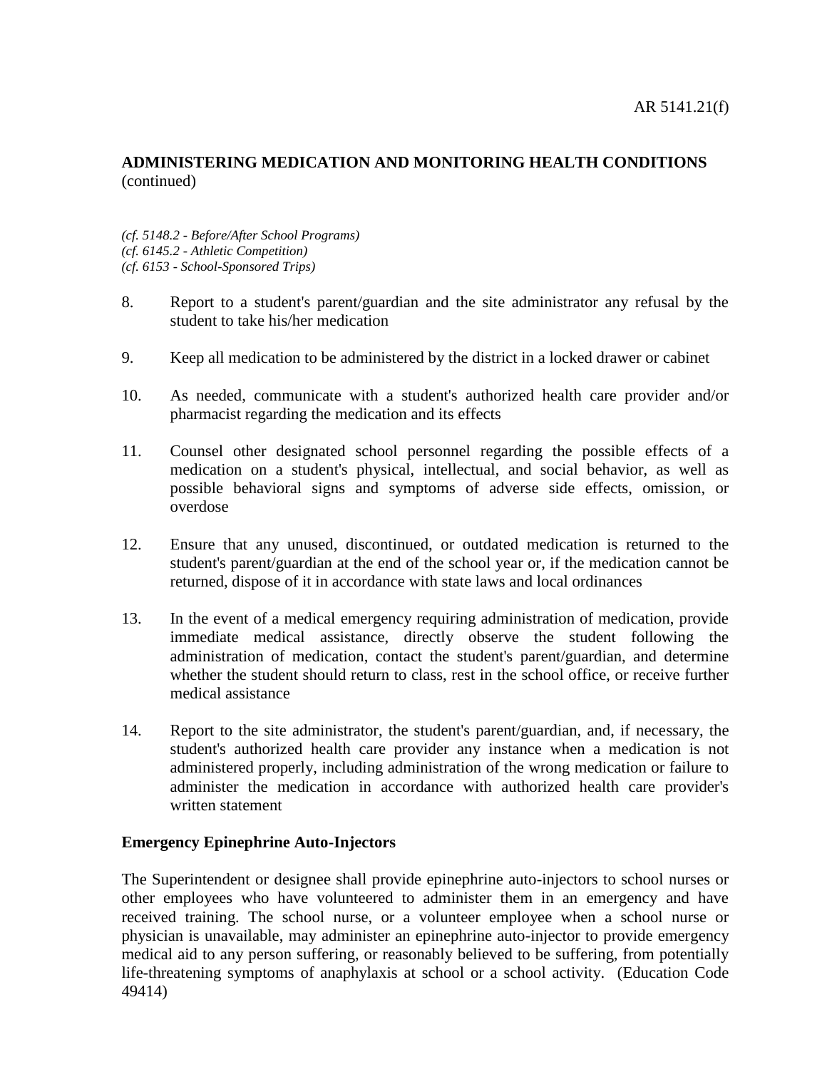**ADMINISTERING MEDICATION AND MONITORING HEALTH CONDITIONS** (continued)

*(cf. 5148.2 - Before/After School Programs)*
*(cf. 6145.2 - Athletic Competition)*
*(cf. 6153 - School-Sponsored Trips)*

8. Report to a student's parent/guardian and the site administrator any refusal by the student to take his/her medication

9. Keep all medication to be administered by the district in a locked drawer or cabinet

10. As needed, communicate with a student's authorized health care provider and/or pharmacist regarding the medication and its effects

11. Counsel other designated school personnel regarding the possible effects of a medication on a student's physical, intellectual, and social behavior, as well as possible behavioral signs and symptoms of adverse side effects, omission, or overdose

12. Ensure that any unused, discontinued, or outdated medication is returned to the student's parent/guardian at the end of the school year or, if the medication cannot be returned, dispose of it in accordance with state laws and local ordinances

13. In the event of a medical emergency requiring administration of medication, provide immediate medical assistance, directly observe the student following the administration of medication, contact the student's parent/guardian, and determine whether the student should return to class, rest in the school office, or receive further medical assistance

14. Report to the site administrator, the student's parent/guardian, and, if necessary, the student's authorized health care provider any instance when a medication is not administered properly, including administration of the wrong medication or failure to administer the medication in accordance with authorized health care provider's written statement

**Emergency Epinephrine Auto-Injectors**

The Superintendent or designee shall provide epinephrine auto-injectors to school nurses or other employees who have volunteered to administer them in an emergency and have received training. The school nurse, or a volunteer employee when a school nurse or physician is unavailable, may administer an epinephrine auto-injector to provide emergency medical aid to any person suffering, or reasonably believed to be suffering, from potentially life-threatening symptoms of anaphylaxis at school or a school activity. (Education Code 49414)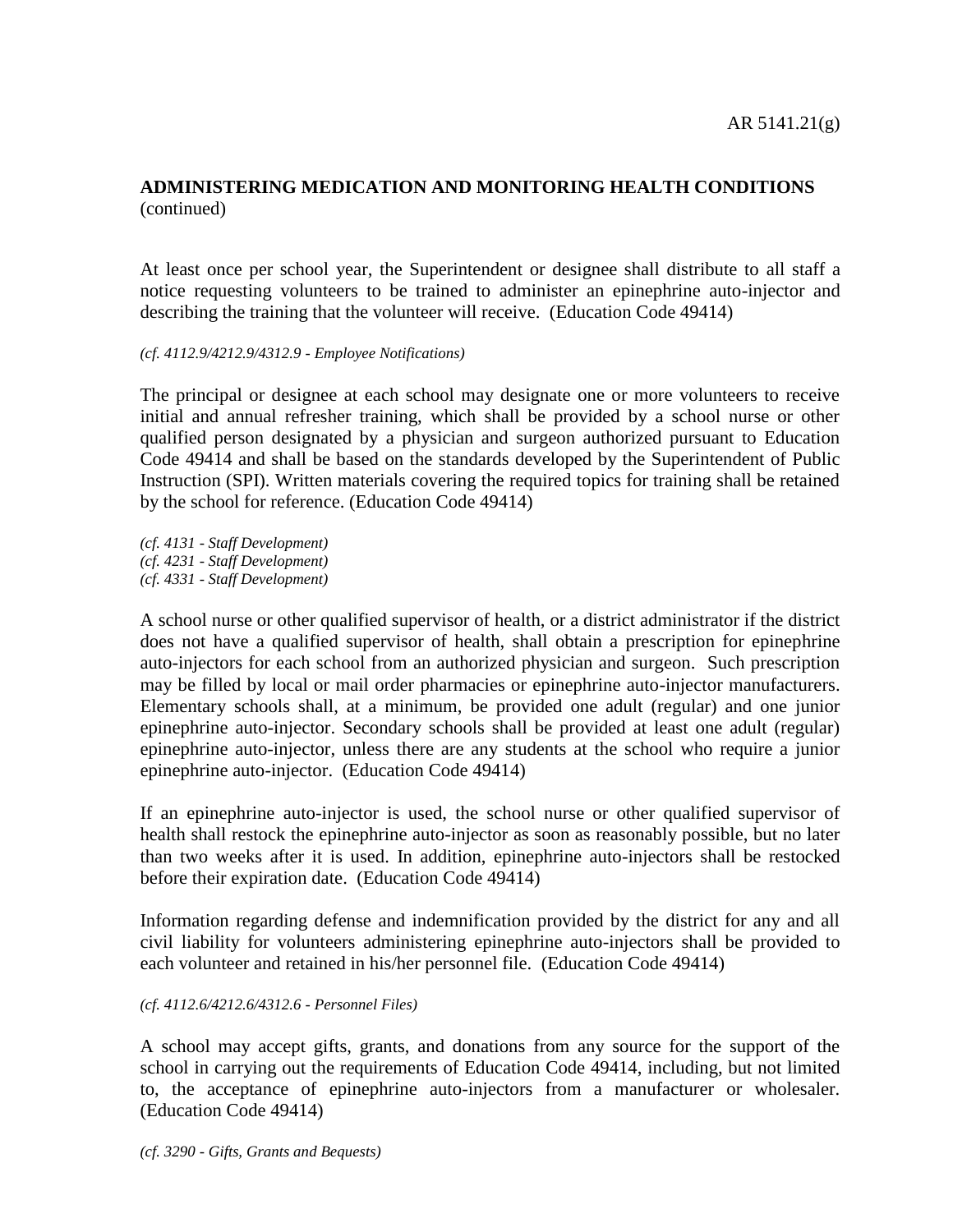## ADMINISTERING MEDICATION AND MONITORING HEALTH CONDITIONS (continued)

At least once per school year, the Superintendent or designee shall distribute to all staff a notice requesting volunteers to be trained to administer an epinephrine auto-injector and describing the training that the volunteer will receive. (Education Code 49414)

*(cf. 4112.9/4212.9/4312.9 - Employee Notifications)*

The principal or designee at each school may designate one or more volunteers to receive initial and annual refresher training, which shall be provided by a school nurse or other qualified person designated by a physician and surgeon authorized pursuant to Education Code 49414 and shall be based on the standards developed by the Superintendent of Public Instruction (SPI). Written materials covering the required topics for training shall be retained by the school for reference. (Education Code 49414)

*(cf. 4131 - Staff Development)*
*(cf. 4231 - Staff Development)*
*(cf. 4331 - Staff Development)*

A school nurse or other qualified supervisor of health, or a district administrator if the district does not have a qualified supervisor of health, shall obtain a prescription for epinephrine auto-injectors for each school from an authorized physician and surgeon. Such prescription may be filled by local or mail order pharmacies or epinephrine auto-injector manufacturers. Elementary schools shall, at a minimum, be provided one adult (regular) and one junior epinephrine auto-injector. Secondary schools shall be provided at least one adult (regular) epinephrine auto-injector, unless there are any students at the school who require a junior epinephrine auto-injector. (Education Code 49414)

If an epinephrine auto-injector is used, the school nurse or other qualified supervisor of health shall restock the epinephrine auto-injector as soon as reasonably possible, but no later than two weeks after it is used. In addition, epinephrine auto-injectors shall be restocked before their expiration date. (Education Code 49414)

Information regarding defense and indemnification provided by the district for any and all civil liability for volunteers administering epinephrine auto-injectors shall be provided to each volunteer and retained in his/her personnel file. (Education Code 49414)

*(cf. 4112.6/4212.6/4312.6 - Personnel Files)*

A school may accept gifts, grants, and donations from any source for the support of the school in carrying out the requirements of Education Code 49414, including, but not limited to, the acceptance of epinephrine auto-injectors from a manufacturer or wholesaler. (Education Code 49414)

*(cf. 3290 - Gifts, Grants and Bequests)*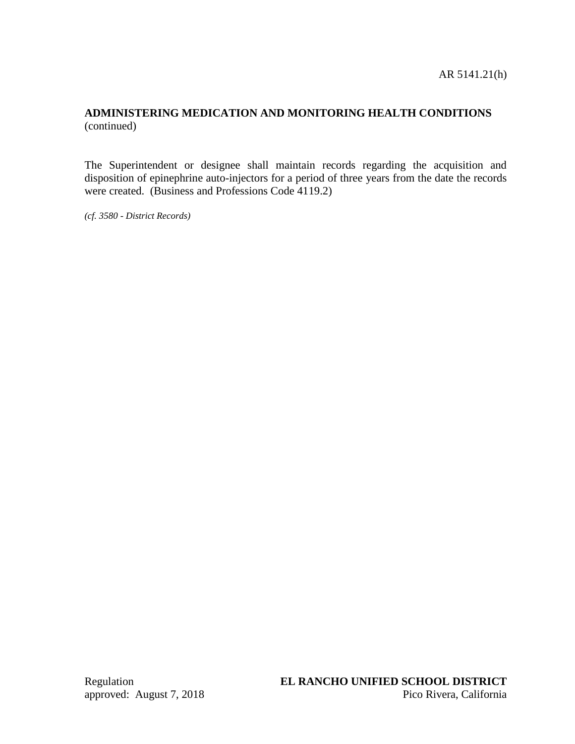**ADMINISTERING MEDICATION AND MONITORING HEALTH CONDITIONS** (continued)

The Superintendent or designee shall maintain records regarding the acquisition and disposition of epinephrine auto-injectors for a period of three years from the date the records were created. (Business and Professions Code 4119.2)

*(cf. 3580 - District Records)*

Regulation
approved: August 7, 2018

**EL RANCHO UNIFIED SCHOOL DISTRICT**
Pico Rivera, California